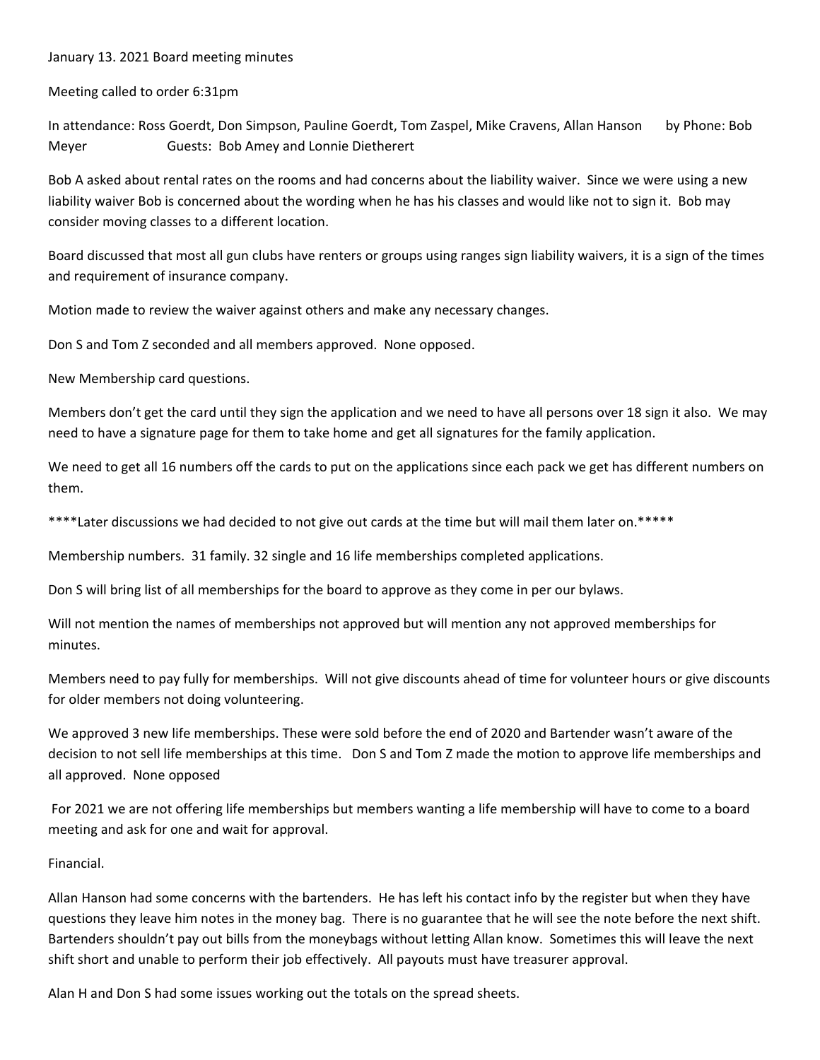January 13. 2021 Board meeting minutes

Meeting called to order 6:31pm

In attendance: Ross Goerdt, Don Simpson, Pauline Goerdt, Tom Zaspel, Mike Cravens, Allan Hanson by Phone: Bob Meyer Guests: Bob Amey and Lonnie Dietherert

Bob A asked about rental rates on the rooms and had concerns about the liability waiver. Since we were using a new liability waiver Bob is concerned about the wording when he has his classes and would like not to sign it. Bob may consider moving classes to a different location.

Board discussed that most all gun clubs have renters or groups using ranges sign liability waivers, it is a sign of the times and requirement of insurance company.

Motion made to review the waiver against others and make any necessary changes.

Don S and Tom Z seconded and all members approved. None opposed.

New Membership card questions.

Members don't get the card until they sign the application and we need to have all persons over 18 sign it also. We may need to have a signature page for them to take home and get all signatures for the family application.

We need to get all 16 numbers off the cards to put on the applications since each pack we get has different numbers on them.

****Later discussions we had decided to not give out cards at the time but will mail them later on.*****

Membership numbers. 31 family. 32 single and 16 life memberships completed applications.

Don S will bring list of all memberships for the board to approve as they come in per our bylaws.

Will not mention the names of memberships not approved but will mention any not approved memberships for minutes.

Members need to pay fully for memberships. Will not give discounts ahead of time for volunteer hours or give discounts for older members not doing volunteering.

We approved 3 new life memberships. These were sold before the end of 2020 and Bartender wasn't aware of the decision to not sell life memberships at this time. Don S and Tom Z made the motion to approve life memberships and all approved. None opposed

For 2021 we are not offering life memberships but members wanting a life membership will have to come to a board meeting and ask for one and wait for approval.

Financial.

Allan Hanson had some concerns with the bartenders. He has left his contact info by the register but when they have questions they leave him notes in the money bag. There is no guarantee that he will see the note before the next shift. Bartenders shouldn't pay out bills from the moneybags without letting Allan know. Sometimes this will leave the next shift short and unable to perform their job effectively. All payouts must have treasurer approval.

Alan H and Don S had some issues working out the totals on the spread sheets.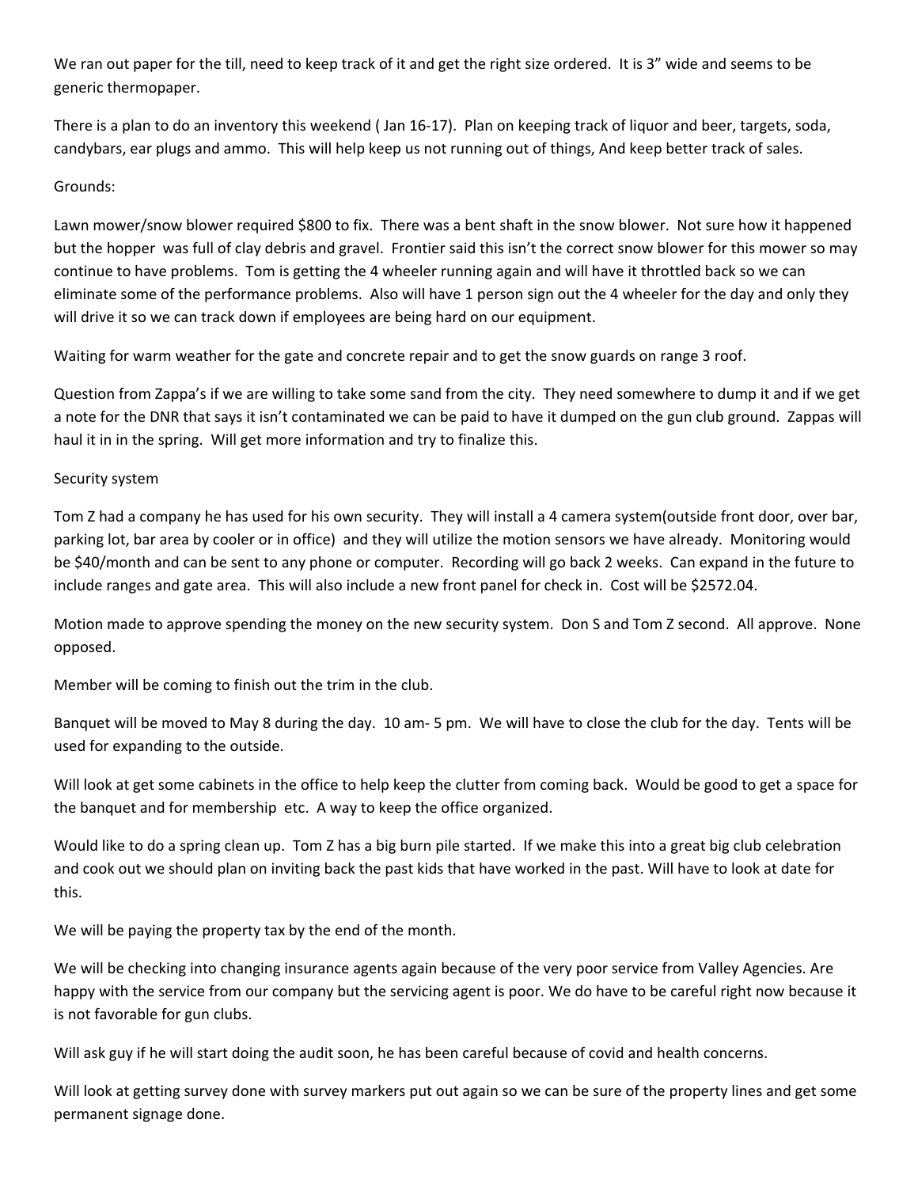We ran out paper for the till, need to keep track of it and get the right size ordered. It is 3" wide and seems to be generic thermopaper.

There is a plan to do an inventory this weekend ( Jan 16-17). Plan on keeping track of liquor and beer, targets, soda, candybars, ear plugs and ammo. This will help keep us not running out of things, And keep better track of sales.

Grounds:

Lawn mower/snow blower required $800 to fix. There was a bent shaft in the snow blower. Not sure how it happened but the hopper was full of clay debris and gravel. Frontier said this isn't the correct snow blower for this mower so may continue to have problems. Tom is getting the 4 wheeler running again and will have it throttled back so we can eliminate some of the performance problems. Also will have 1 person sign out the 4 wheeler for the day and only they will drive it so we can track down if employees are being hard on our equipment.

Waiting for warm weather for the gate and concrete repair and to get the snow guards on range 3 roof.

Question from Zappa's if we are willing to take some sand from the city. They need somewhere to dump it and if we get a note for the DNR that says it isn't contaminated we can be paid to have it dumped on the gun club ground. Zappas will haul it in in the spring. Will get more information and try to finalize this.

Security system

Tom Z had a company he has used for his own security. They will install a 4 camera system(outside front door, over bar, parking lot, bar area by cooler or in office) and they will utilize the motion sensors we have already. Monitoring would be $40/month and can be sent to any phone or computer. Recording will go back 2 weeks. Can expand in the future to include ranges and gate area. This will also include a new front panel for check in. Cost will be $2572.04.

Motion made to approve spending the money on the new security system. Don S and Tom Z second. All approve. None opposed.

Member will be coming to finish out the trim in the club.

Banquet will be moved to May 8 during the day. 10 am- 5 pm. We will have to close the club for the day. Tents will be used for expanding to the outside.

Will look at get some cabinets in the office to help keep the clutter from coming back. Would be good to get a space for the banquet and for membership etc. A way to keep the office organized.

Would like to do a spring clean up. Tom Z has a big burn pile started. If we make this into a great big club celebration and cook out we should plan on inviting back the past kids that have worked in the past. Will have to look at date for this.

We will be paying the property tax by the end of the month.

We will be checking into changing insurance agents again because of the very poor service from Valley Agencies. Are happy with the service from our company but the servicing agent is poor. We do have to be careful right now because it is not favorable for gun clubs.

Will ask guy if he will start doing the audit soon, he has been careful because of covid and health concerns.

Will look at getting survey done with survey markers put out again so we can be sure of the property lines and get some permanent signage done.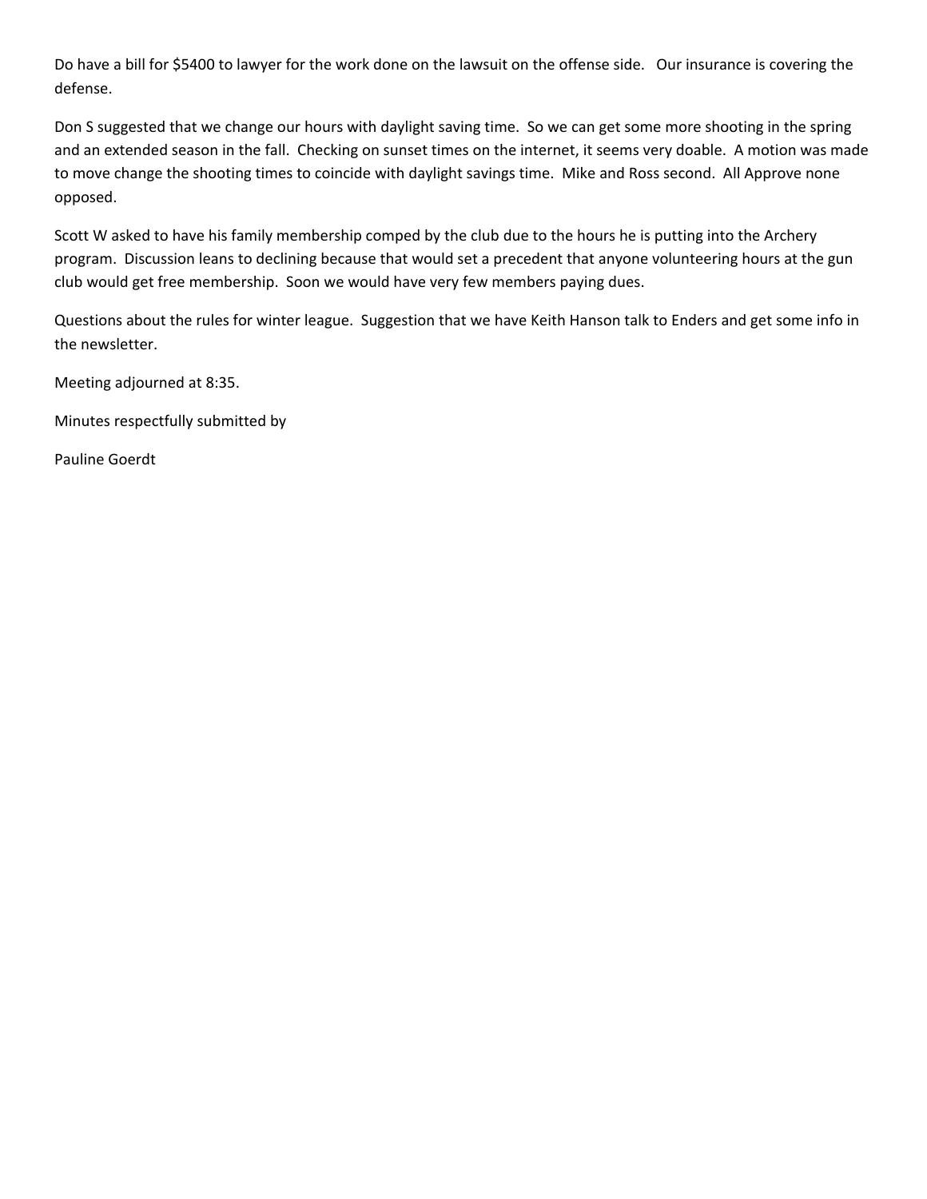Do have a bill for $5400 to lawyer for the work done on the lawsuit on the offense side.   Our insurance is covering the defense.

Don S suggested that we change our hours with daylight saving time.  So we can get some more shooting in the spring and an extended season in the fall.  Checking on sunset times on the internet, it seems very doable.  A motion was made to move change the shooting times to coincide with daylight savings time.  Mike and Ross second.  All Approve none opposed.

Scott W asked to have his family membership comped by the club due to the hours he is putting into the Archery program.  Discussion leans to declining because that would set a precedent that anyone volunteering hours at the gun club would get free membership.  Soon we would have very few members paying dues.

Questions about the rules for winter league.  Suggestion that we have Keith Hanson talk to Enders and get some info in the newsletter.

Meeting adjourned at 8:35.

Minutes respectfully submitted by

Pauline Goerdt